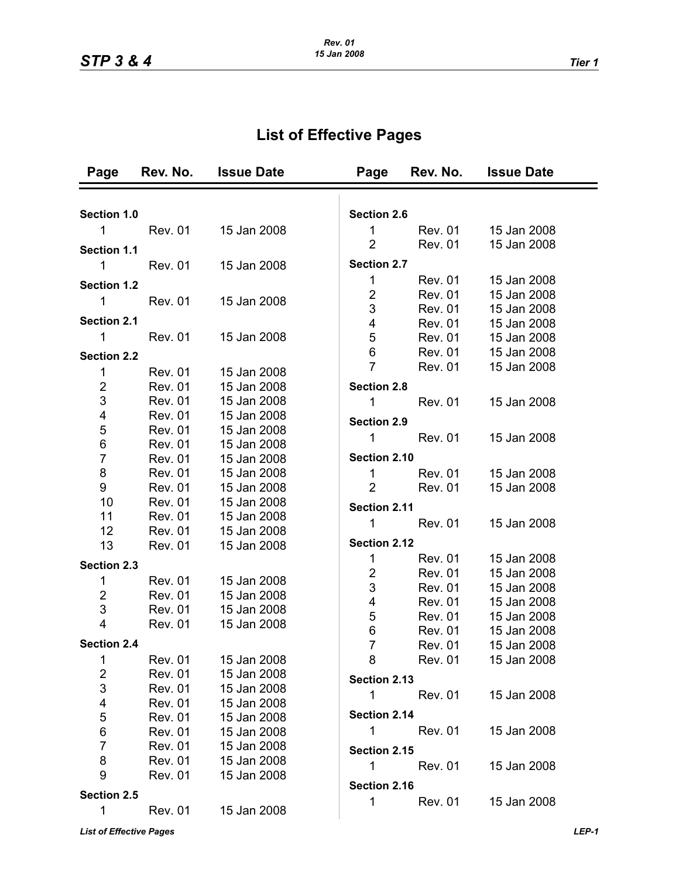# List of Effective Pages

| Page | Rev. No. | Issue Date |
|---|---|---|
| **Section 1.0** | | |
| 1 | Rev. 01 | 15 Jan 2008 |
| **Section 1.1** | | |
| 1 | Rev. 01 | 15 Jan 2008 |
| **Section 1.2** | | |
| 1 | Rev. 01 | 15 Jan 2008 |
| **Section 2.1** | | |
| 1 | Rev. 01 | 15 Jan 2008 |
| **Section 2.2** | | |
| 1 | Rev. 01 | 15 Jan 2008 |
| 2 | Rev. 01 | 15 Jan 2008 |
| 3 | Rev. 01 | 15 Jan 2008 |
| 4 | Rev. 01 | 15 Jan 2008 |
| 5 | Rev. 01 | 15 Jan 2008 |
| 6 | Rev. 01 | 15 Jan 2008 |
| 7 | Rev. 01 | 15 Jan 2008 |
| 8 | Rev. 01 | 15 Jan 2008 |
| 9 | Rev. 01 | 15 Jan 2008 |
| 10 | Rev. 01 | 15 Jan 2008 |
| 11 | Rev. 01 | 15 Jan 2008 |
| 12 | Rev. 01 | 15 Jan 2008 |
| 13 | Rev. 01 | 15 Jan 2008 |
| **Section 2.3** | | |
| 1 | Rev. 01 | 15 Jan 2008 |
| 2 | Rev. 01 | 15 Jan 2008 |
| 3 | Rev. 01 | 15 Jan 2008 |
| 4 | Rev. 01 | 15 Jan 2008 |
| **Section 2.4** | | |
| 1 | Rev. 01 | 15 Jan 2008 |
| 2 | Rev. 01 | 15 Jan 2008 |
| 3 | Rev. 01 | 15 Jan 2008 |
| 4 | Rev. 01 | 15 Jan 2008 |
| 5 | Rev. 01 | 15 Jan 2008 |
| 6 | Rev. 01 | 15 Jan 2008 |
| 7 | Rev. 01 | 15 Jan 2008 |
| 8 | Rev. 01 | 15 Jan 2008 |
| 9 | Rev. 01 | 15 Jan 2008 |
| **Section 2.5** | | |
| 1 | Rev. 01 | 15 Jan 2008 |
| **Section 2.6** | | |
| 1 | Rev. 01 | 15 Jan 2008 |
| 2 | Rev. 01 | 15 Jan 2008 |
| **Section 2.7** | | |
| 1 | Rev. 01 | 15 Jan 2008 |
| 2 | Rev. 01 | 15 Jan 2008 |
| 3 | Rev. 01 | 15 Jan 2008 |
| 4 | Rev. 01 | 15 Jan 2008 |
| 5 | Rev. 01 | 15 Jan 2008 |
| 6 | Rev. 01 | 15 Jan 2008 |
| 7 | Rev. 01 | 15 Jan 2008 |
| **Section 2.8** | | |
| 1 | Rev. 01 | 15 Jan 2008 |
| **Section 2.9** | | |
| 1 | Rev. 01 | 15 Jan 2008 |
| **Section 2.10** | | |
| 1 | Rev. 01 | 15 Jan 2008 |
| 2 | Rev. 01 | 15 Jan 2008 |
| **Section 2.11** | | |
| 1 | Rev. 01 | 15 Jan 2008 |
| **Section 2.12** | | |
| 1 | Rev. 01 | 15 Jan 2008 |
| 2 | Rev. 01 | 15 Jan 2008 |
| 3 | Rev. 01 | 15 Jan 2008 |
| 4 | Rev. 01 | 15 Jan 2008 |
| 5 | Rev. 01 | 15 Jan 2008 |
| 6 | Rev. 01 | 15 Jan 2008 |
| 7 | Rev. 01 | 15 Jan 2008 |
| 8 | Rev. 01 | 15 Jan 2008 |
| **Section 2.13** | | |
| 1 | Rev. 01 | 15 Jan 2008 |
| **Section 2.14** | | |
| 1 | Rev. 01 | 15 Jan 2008 |
| **Section 2.15** | | |
| 1 | Rev. 01 | 15 Jan 2008 |
| **Section 2.16** | | |
| 1 | Rev. 01 | 15 Jan 2008 |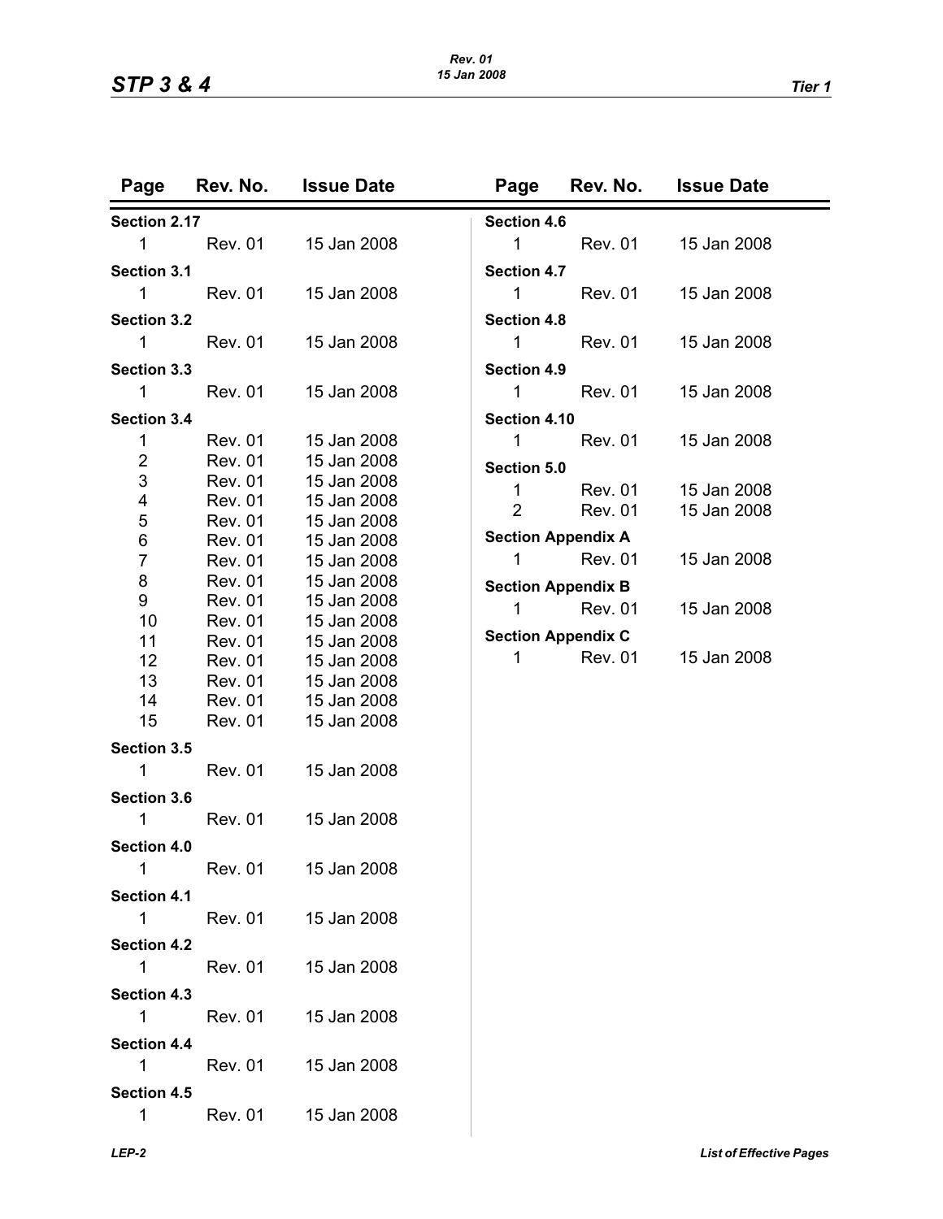| Page | Rev. No. | Issue Date |
|---|---|---|
| **Section 2.17** | | |
| 1 | Rev. 01 | 15 Jan 2008 |
| **Section 3.1** | | |
| 1 | Rev. 01 | 15 Jan 2008 |
| **Section 3.2** | | |
| 1 | Rev. 01 | 15 Jan 2008 |
| **Section 3.3** | | |
| 1 | Rev. 01 | 15 Jan 2008 |
| **Section 3.4** | | |
| 1 | Rev. 01 | 15 Jan 2008 |
| 2 | Rev. 01 | 15 Jan 2008 |
| 3 | Rev. 01 | 15 Jan 2008 |
| 4 | Rev. 01 | 15 Jan 2008 |
| 5 | Rev. 01 | 15 Jan 2008 |
| 6 | Rev. 01 | 15 Jan 2008 |
| 7 | Rev. 01 | 15 Jan 2008 |
| 8 | Rev. 01 | 15 Jan 2008 |
| 9 | Rev. 01 | 15 Jan 2008 |
| 10 | Rev. 01 | 15 Jan 2008 |
| 11 | Rev. 01 | 15 Jan 2008 |
| 12 | Rev. 01 | 15 Jan 2008 |
| 13 | Rev. 01 | 15 Jan 2008 |
| 14 | Rev. 01 | 15 Jan 2008 |
| 15 | Rev. 01 | 15 Jan 2008 |
| **Section 3.5** | | |
| 1 | Rev. 01 | 15 Jan 2008 |
| **Section 3.6** | | |
| 1 | Rev. 01 | 15 Jan 2008 |
| **Section 4.0** | | |
| 1 | Rev. 01 | 15 Jan 2008 |
| **Section 4.1** | | |
| 1 | Rev. 01 | 15 Jan 2008 |
| **Section 4.2** | | |
| 1 | Rev. 01 | 15 Jan 2008 |
| **Section 4.3** | | |
| 1 | Rev. 01 | 15 Jan 2008 |
| **Section 4.4** | | |
| 1 | Rev. 01 | 15 Jan 2008 |
| **Section 4.5** | | |
| 1 | Rev. 01 | 15 Jan 2008 |
| **Section 4.6** | | |
| 1 | Rev. 01 | 15 Jan 2008 |
| **Section 4.7** | | |
| 1 | Rev. 01 | 15 Jan 2008 |
| **Section 4.8** | | |
| 1 | Rev. 01 | 15 Jan 2008 |
| **Section 4.9** | | |
| 1 | Rev. 01 | 15 Jan 2008 |
| **Section 4.10** | | |
| 1 | Rev. 01 | 15 Jan 2008 |
| **Section 5.0** | | |
| 1 | Rev. 01 | 15 Jan 2008 |
| 2 | Rev. 01 | 15 Jan 2008 |
| **Section Appendix A** | | |
| 1 | Rev. 01 | 15 Jan 2008 |
| **Section Appendix B** | | |
| 1 | Rev. 01 | 15 Jan 2008 |
| **Section Appendix C** | | |
| 1 | Rev. 01 | 15 Jan 2008 |